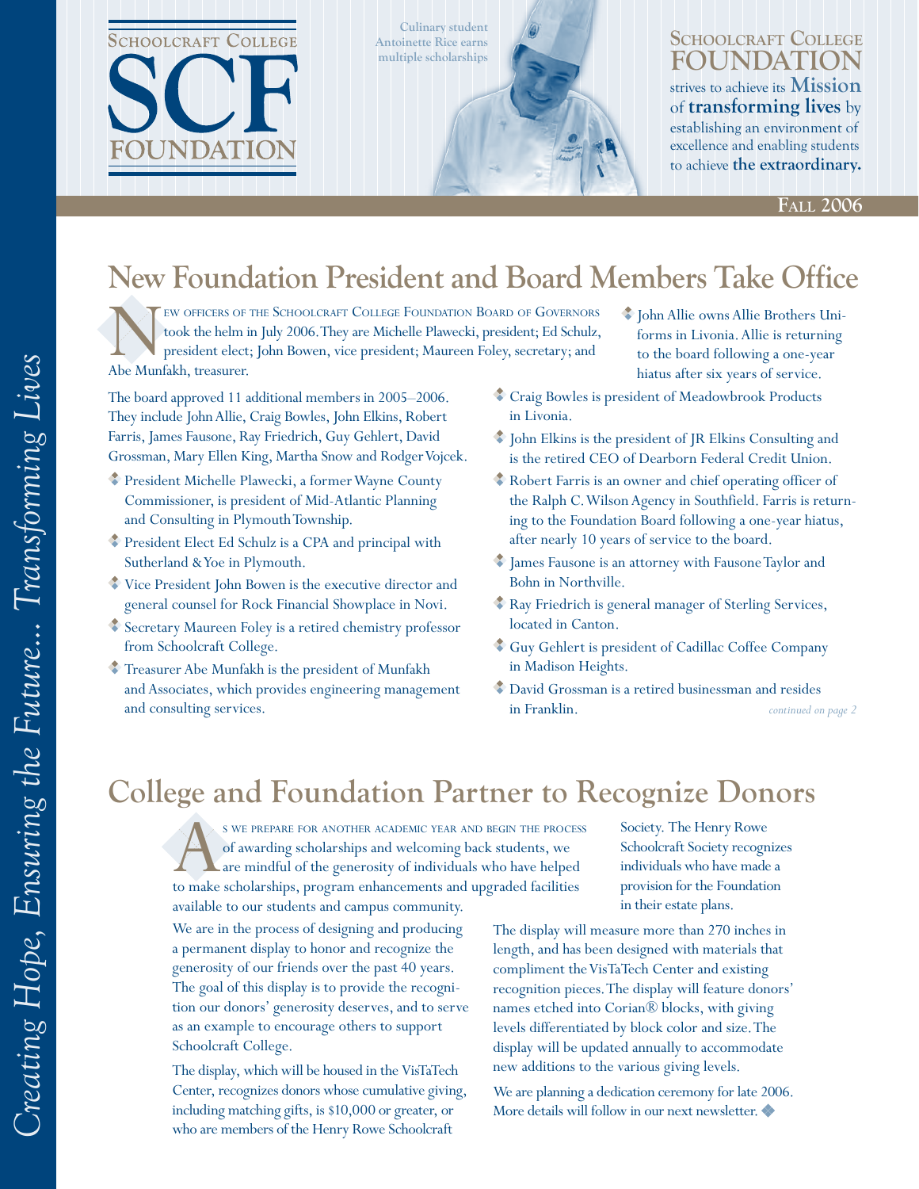# Schoolcraft College SCF Foundation

Culinary student Antoinette Rice earns multiple scholarships

**Schoolcraft College FOUNDATION** strives to achieve its **Mission** of **transforming lives** by establishing an environment of excellence and enabling students to achieve **the extraordinary.**

**Fall 2006**

*Creating Hope, Ensuring the Future... Transforming Lives*

## New Foundation President and Board Members Take Office

New officers of the Schoolcraft College Foundation Board of Governors took the helm in July 2006. They are Michelle Plawecki, president; Ed Schulz, president elect; John Bowen, vice president; Maureen Foley, secretary; and Abe Munfakh, treasurer.

The board approved 11 additional members in 2005–2006. They include John Allie, Craig Bowles, John Elkins, Robert Farris, James Fausone, Ray Friedrich, Guy Gehlert, David Grossman, Mary Ellen King, Martha Snow and Rodger Vojcek.

- President Michelle Plawecki, a former Wayne County Commissioner, is president of Mid-Atlantic Planning and Consulting in Plymouth Township.
- President Elect Ed Schulz is a CPA and principal with Sutherland & Yoe in Plymouth.
- Vice President John Bowen is the executive director and general counsel for Rock Financial Showplace in Novi.
- Secretary Maureen Foley is a retired chemistry professor from Schoolcraft College.
- Treasurer Abe Munfakh is the president of Munfakh and Associates, which provides engineering management and consulting services.
- John Allie owns Allie Brothers Uniforms in Livonia. Allie is returning to the board following a one-year hiatus after six years of service.
- Craig Bowles is president of Meadowbrook Products in Livonia.
- John Elkins is the president of JR Elkins Consulting and is the retired CEO of Dearborn Federal Credit Union.
- Robert Farris is an owner and chief operating officer of the Ralph C. Wilson Agency in Southfield. Farris is returning to the Foundation Board following a one-year hiatus, after nearly 10 years of service to the board.
- James Fausone is an attorney with Fausone Taylor and Bohn in Northville.
- Ray Friedrich is general manager of Sterling Services, located in Canton.
- Guy Gehlert is president of Cadillac Coffee Company in Madison Heights.
- David Grossman is a retired businessman and resides in Franklin.

*continued on page 2*

## College and Foundation Partner to Recognize Donors

As we prepare for another academic year and begin the process of awarding scholarships and welcoming back students, we are mindful of the generosity of individuals who have helped to make scholarships, program enhancements and upgraded facilities available to our students and campus community.

We are in the process of designing and producing a permanent display to honor and recognize the generosity of our friends over the past 40 years. The goal of this display is to provide the recognition our donors' generosity deserves, and to serve as an example to encourage others to support Schoolcraft College.

The display, which will be housed in the VisTaTech Center, recognizes donors whose cumulative giving, including matching gifts, is $10,000 or greater, or who are members of the Henry Rowe Schoolcraft Society. The Henry Rowe Schoolcraft Society recognizes individuals who have made a provision for the Foundation in their estate plans.

The display will measure more than 270 inches in length, and has been designed with materials that compliment the VisTaTech Center and existing recognition pieces. The display will feature donors' names etched into Corian® blocks, with giving levels differentiated by block color and size. The display will be updated annually to accommodate new additions to the various giving levels.

We are planning a dedication ceremony for late 2006. More details will follow in our next newsletter.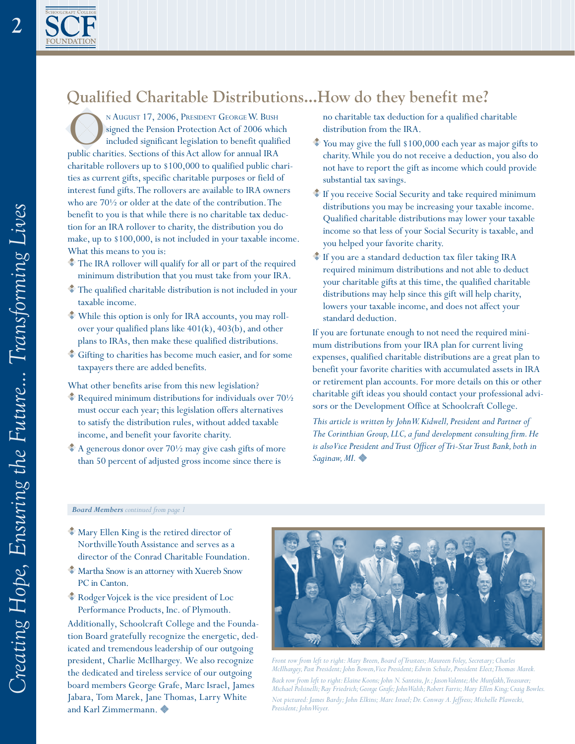# Qualified Charitable Distributions...How do they benefit me?

On August 17, 2006, President George W. Bush signed the Pension Protection Act of 2006 which included significant legislation to benefit qualified public charities. Sections of this Act allow for annual IRA charitable rollovers up to $100,000 to qualified public charities as current gifts, specific charitable purposes or field of interest fund gifts. The rollovers are available to IRA owners who are 70½ or older at the date of the contribution. The benefit to you is that while there is no charitable tax deduction for an IRA rollover to charity, the distribution you do make, up to $100,000, is not included in your taxable income. What this means to you is:

- The IRA rollover will qualify for all or part of the required minimum distribution that you must take from your IRA.
- The qualified charitable distribution is not included in your taxable income.
- While this option is only for IRA accounts, you may rollover your qualified plans like 401(k), 403(b), and other plans to IRAs, then make these qualified distributions.
- Gifting to charities has become much easier, and for some taxpayers there are added benefits.

What other benefits arise from this new legislation?

- Required minimum distributions for individuals over 70½ must occur each year; this legislation offers alternatives to satisfy the distribution rules, without added taxable income, and benefit your favorite charity.
- A generous donor over 70½ may give cash gifts of more than 50 percent of adjusted gross income since there is no charitable tax deduction for a qualified charitable distribution from the IRA.
- You may give the full $100,000 each year as major gifts to charity. While you do not receive a deduction, you also do not have to report the gift as income which could provide substantial tax savings.
- If you receive Social Security and take required minimum distributions you may be increasing your taxable income. Qualified charitable distributions may lower your taxable income so that less of your Social Security is taxable, and you helped your favorite charity.
- If you are a standard deduction tax filer taking IRA required minimum distributions and not able to deduct your charitable gifts at this time, the qualified charitable distributions may help since this gift will help charity, lowers your taxable income, and does not affect your standard deduction.

If you are fortunate enough to not need the required minimum distributions from your IRA plan for current living expenses, qualified charitable distributions are a great plan to benefit your favorite charities with accumulated assets in IRA or retirement plan accounts. For more details on this or other charitable gift ideas you should contact your professional advisors or the Development Office at Schoolcraft College.

*This article is written by John W. Kidwell, President and Partner of The Corinthian Group, LLC, a fund development consulting firm. He is also Vice President and Trust Officer of Tri-Star Trust Bank, both in Saginaw, MI.*

***Board Members*** *continued from page 1*

- Mary Ellen King is the retired director of Northville Youth Assistance and serves as a director of the Conrad Charitable Foundation.
- Martha Snow is an attorney with Xuereb Snow PC in Canton.
- Rodger Vojcek is the vice president of Loc Performance Products, Inc. of Plymouth.

Additionally, Schoolcraft College and the Foundation Board gratefully recognize the energetic, dedicated and tremendous leadership of our outgoing president, Charlie McIlhargey. We also recognize the dedicated and tireless service of our outgoing board members George Grafe, Marc Israel, James Jabara, Tom Marek, Jane Thomas, Larry White and Karl Zimmermann.

*Front row from left to right: Mary Breen, Board of Trustees; Maureen Foley, Secretary; Charles McIlhargey, Past President; John Bowen, Vice President; Edwin Schulz, President Elect; Thomas Marek.*

*Back row from left to right: Elaine Koons; John N. Santeiu, Jr.; Jason Valente; Abe Munfakh, Treasurer; Michael Polsinelli; Ray Friedrich; George Grafe; John Walsh; Robert Farris; Mary Ellen King; Craig Bowles.*

*Not pictured: James Bardy; John Elkins; Marc Israel; Dr. Conway A. Jeffress; Michelle Plawecki, President; John Weyer.*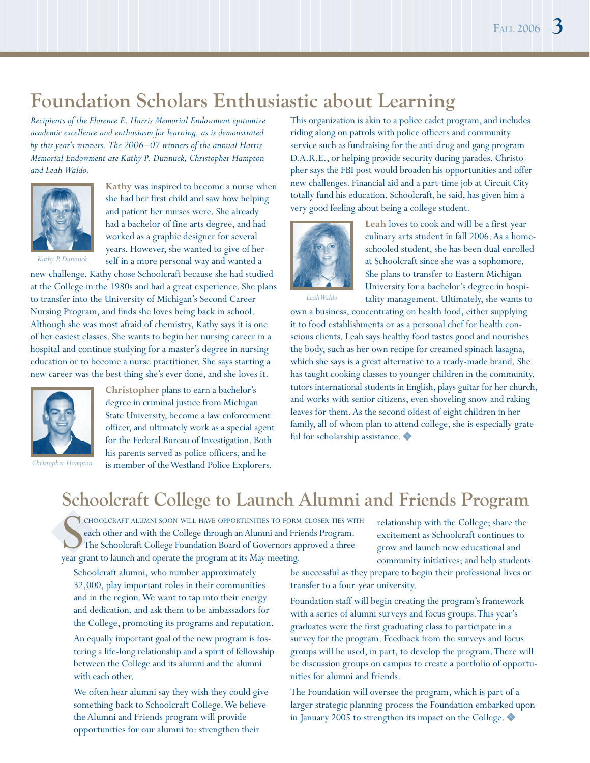# Foundation Scholars Enthusiastic about Learning

*Recipients of the Florence E. Harris Memorial Endowment epitomize academic excellence and enthusiasm for learning, as is demonstrated by this year's winners. The 2006–07 winners of the annual Harris Memorial Endowment are Kathy P. Dunnuck, Christopher Hampton and Leah Waldo.*

*Kathy P. Dunnuck*

**Kathy** was inspired to become a nurse when she had her first child and saw how helping and patient her nurses were. She already had a bachelor of fine arts degree, and had worked as a graphic designer for several years. However, she wanted to give of herself in a more personal way and wanted a new challenge. Kathy chose Schoolcraft because she had studied at the College in the 1980s and had a great experience. She plans to transfer into the University of Michigan's Second Career Nursing Program, and finds she loves being back in school. Although she was most afraid of chemistry, Kathy says it is one of her easiest classes. She wants to begin her nursing career in a hospital and continue studying for a master's degree in nursing education or to become a nurse practitioner. She says starting a new career was the best thing she's ever done, and she loves it.

*Christopher Hampton*

**Christopher** plans to earn a bachelor's degree in criminal justice from Michigan State University, become a law enforcement officer, and ultimately work as a special agent for the Federal Bureau of Investigation. Both his parents served as police officers, and he is member of the Westland Police Explorers. This organization is akin to a police cadet program, and includes riding along on patrols with police officers and community service such as fundraising for the anti-drug and gang program D.A.R.E., or helping provide security during parades. Christopher says the FBI post would broaden his opportunities and offer new challenges. Financial aid and a part-time job at Circuit City totally fund his education. Schoolcraft, he said, has given him a very good feeling about being a college student.

*Leah Waldo*

**Leah** loves to cook and will be a first-year culinary arts student in fall 2006. As a home-schooled student, she has been dual enrolled at Schoolcraft since she was a sophomore. She plans to transfer to Eastern Michigan University for a bachelor's degree in hospitality management. Ultimately, she wants to own a business, concentrating on health food, either supplying it to food establishments or as a personal chef for health conscious clients. Leah says healthy food tastes good and nourishes the body, such as her own recipe for creamed spinach lasagna, which she says is a great alternative to a ready-made brand. She has taught cooking classes to younger children in the community, tutors international students in English, plays guitar for her church, and works with senior citizens, even shoveling snow and raking leaves for them. As the second oldest of eight children in her family, all of whom plan to attend college, she is especially grateful for scholarship assistance. ◆

# Schoolcraft College to Launch Alumni and Friends Program

Schoolcraft alumni soon will have opportunities to form closer ties with each other and with the College through an Alumni and Friends Program. The Schoolcraft College Foundation Board of Governors approved a three-year grant to launch and operate the program at its May meeting.

Schoolcraft alumni, who number approximately 32,000, play important roles in their communities and in the region. We want to tap into their energy and dedication, and ask them to be ambassadors for the College, promoting its programs and reputation.

An equally important goal of the new program is fostering a life-long relationship and a spirit of fellowship between the College and its alumni and the alumni with each other.

We often hear alumni say they wish they could give something back to Schoolcraft College. We believe the Alumni and Friends program will provide opportunities for our alumni to: strengthen their relationship with the College; share the excitement as Schoolcraft continues to grow and launch new educational and community initiatives; and help students be successful as they prepare to begin their professional lives or transfer to a four-year university.

Foundation staff will begin creating the program's framework with a series of alumni surveys and focus groups. This year's graduates were the first graduating class to participate in a survey for the program. Feedback from the surveys and focus groups will be used, in part, to develop the program. There will be discussion groups on campus to create a portfolio of opportunities for alumni and friends.

The Foundation will oversee the program, which is part of a larger strategic planning process the Foundation embarked upon in January 2005 to strengthen its impact on the College. ◆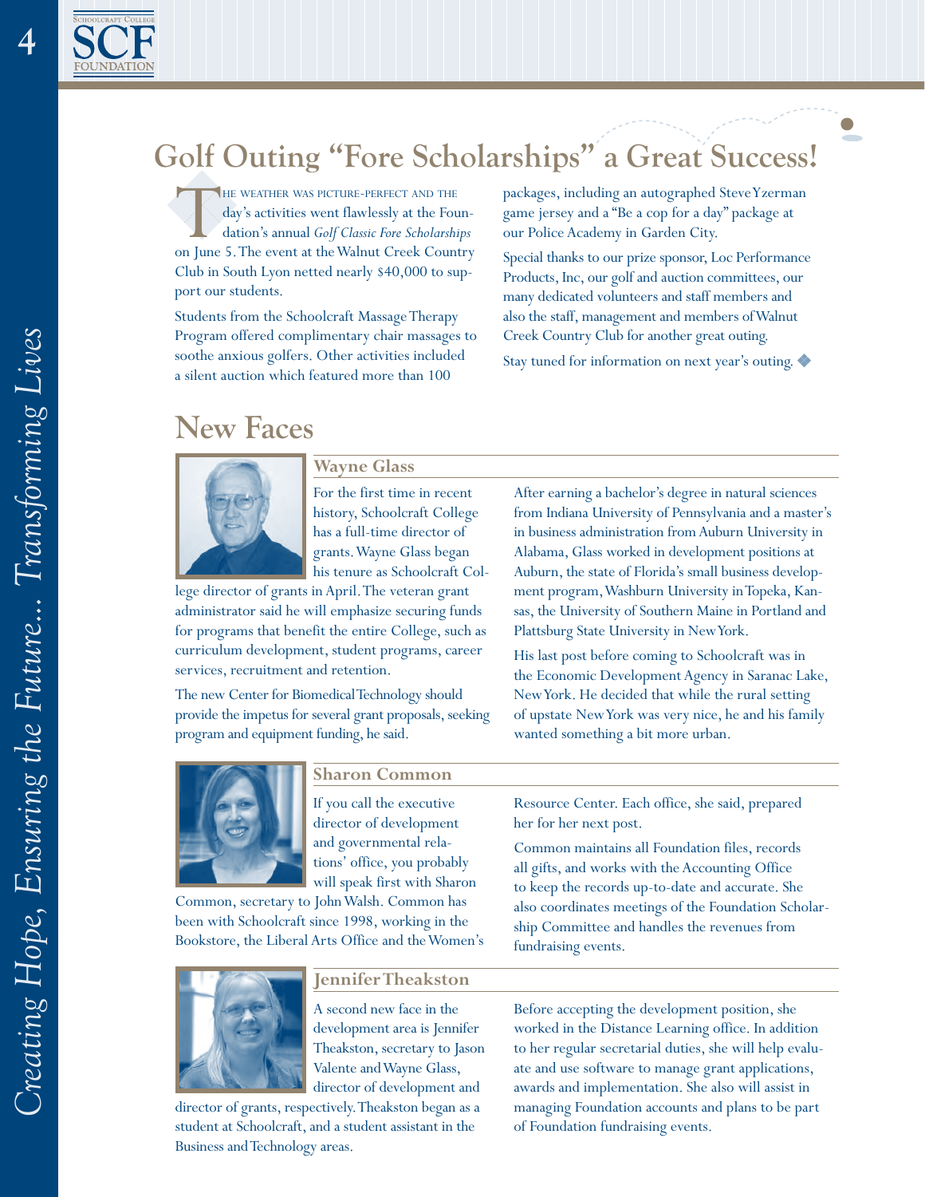# Golf Outing "Fore Scholarships" a Great Success!

The weather was picture-perfect and the day's activities went flawlessly at the Foundation's annual *Golf Classic Fore Scholarships* on June 5. The event at the Walnut Creek Country Club in South Lyon netted nearly $40,000 to support our students.

Students from the Schoolcraft Massage Therapy Program offered complimentary chair massages to soothe anxious golfers. Other activities included a silent auction which featured more than 100 packages, including an autographed Steve Yzerman game jersey and a "Be a cop for a day" package at our Police Academy in Garden City.

Special thanks to our prize sponsor, Loc Performance Products, Inc, our golf and auction committees, our many dedicated volunteers and staff members and also the staff, management and members of Walnut Creek Country Club for another great outing.

Stay tuned for information on next year's outing.

## New Faces

### Wayne Glass

For the first time in recent history, Schoolcraft College has a full-time director of grants. Wayne Glass began his tenure as Schoolcraft College director of grants in April. The veteran grant administrator said he will emphasize securing funds for programs that benefit the entire College, such as curriculum development, student programs, career services, recruitment and retention.

The new Center for Biomedical Technology should provide the impetus for several grant proposals, seeking program and equipment funding, he said.

After earning a bachelor's degree in natural sciences from Indiana University of Pennsylvania and a master's in business administration from Auburn University in Alabama, Glass worked in development positions at Auburn, the state of Florida's small business development program, Washburn University in Topeka, Kansas, the University of Southern Maine in Portland and Plattsburg State University in New York.

His last post before coming to Schoolcraft was in the Economic Development Agency in Saranac Lake, New York. He decided that while the rural setting of upstate New York was very nice, he and his family wanted something a bit more urban.

### Sharon Common

If you call the executive director of development and governmental relations' office, you probably will speak first with Sharon Common, secretary to John Walsh. Common has been with Schoolcraft since 1998, working in the Bookstore, the Liberal Arts Office and the Women's Resource Center. Each office, she said, prepared her for her next post.

Common maintains all Foundation files, records all gifts, and works with the Accounting Office to keep the records up-to-date and accurate. She also coordinates meetings of the Foundation Scholarship Committee and handles the revenues from fundraising events.

### Jennifer Theakston

A second new face in the development area is Jennifer Theakston, secretary to Jason Valente and Wayne Glass, director of development and director of grants, respectively. Theakston began as a student at Schoolcraft, and a student assistant in the Business and Technology areas.

Before accepting the development position, she worked in the Distance Learning office. In addition to her regular secretarial duties, she will help evaluate and use software to manage grant applications, awards and implementation. She also will assist in managing Foundation accounts and plans to be part of Foundation fundraising events.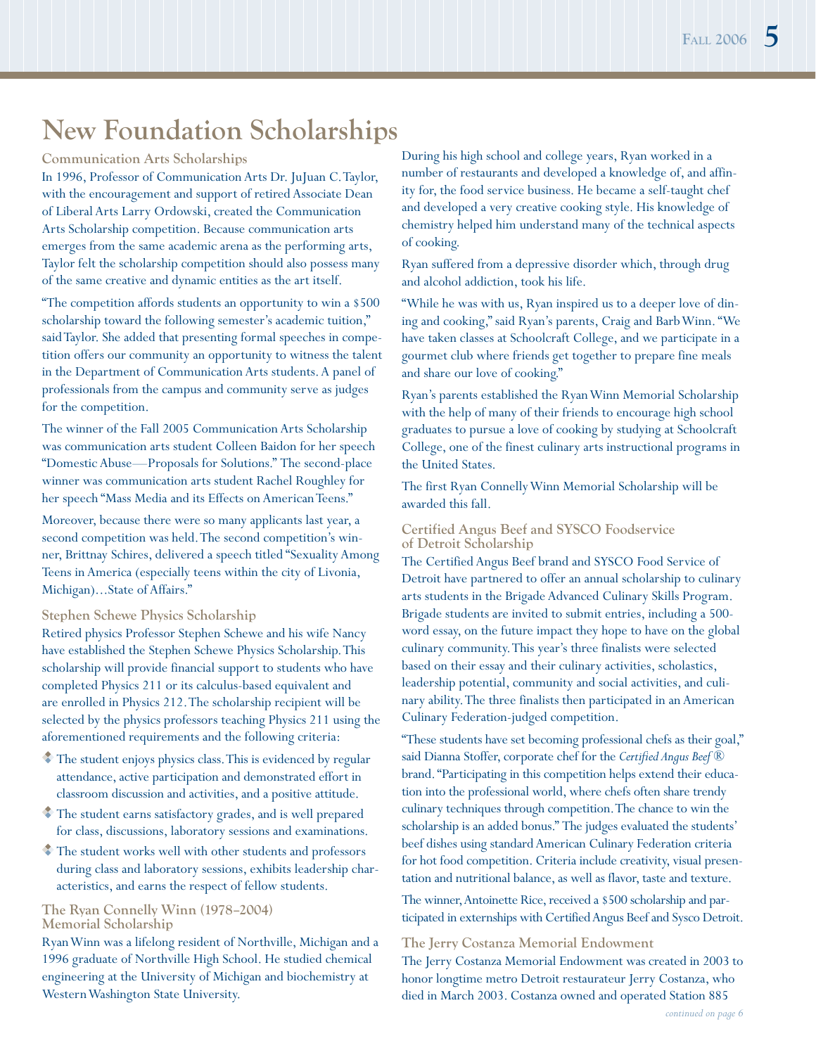# New Foundation Scholarships

### Communication Arts Scholarships

In 1996, Professor of Communication Arts Dr. JuJuan C. Taylor, with the encouragement and support of retired Associate Dean of Liberal Arts Larry Ordowski, created the Communication Arts Scholarship competition. Because communication arts emerges from the same academic arena as the performing arts, Taylor felt the scholarship competition should also possess many of the same creative and dynamic entities as the art itself.

"The competition affords students an opportunity to win a $500 scholarship toward the following semester's academic tuition," said Taylor. She added that presenting formal speeches in competition offers our community an opportunity to witness the talent in the Department of Communication Arts students. A panel of professionals from the campus and community serve as judges for the competition.

The winner of the Fall 2005 Communication Arts Scholarship was communication arts student Colleen Baidon for her speech "Domestic Abuse—Proposals for Solutions." The second-place winner was communication arts student Rachel Roughley for her speech "Mass Media and its Effects on American Teens."

Moreover, because there were so many applicants last year, a second competition was held. The second competition's winner, Brittnay Schires, delivered a speech titled "Sexuality Among Teens in America (especially teens within the city of Livonia, Michigan)…State of Affairs."

### Stephen Schewe Physics Scholarship

Retired physics Professor Stephen Schewe and his wife Nancy have established the Stephen Schewe Physics Scholarship. This scholarship will provide financial support to students who have completed Physics 211 or its calculus-based equivalent and are enrolled in Physics 212. The scholarship recipient will be selected by the physics professors teaching Physics 211 using the aforementioned requirements and the following criteria:

- The student enjoys physics class. This is evidenced by regular attendance, active participation and demonstrated effort in classroom discussion and activities, and a positive attitude.
- The student earns satisfactory grades, and is well prepared for class, discussions, laboratory sessions and examinations.
- The student works well with other students and professors during class and laboratory sessions, exhibits leadership characteristics, and earns the respect of fellow students.

### The Ryan Connelly Winn (1978–2004) Memorial Scholarship

Ryan Winn was a lifelong resident of Northville, Michigan and a 1996 graduate of Northville High School. He studied chemical engineering at the University of Michigan and biochemistry at Western Washington State University.

During his high school and college years, Ryan worked in a number of restaurants and developed a knowledge of, and affinity for, the food service business. He became a self-taught chef and developed a very creative cooking style. His knowledge of chemistry helped him understand many of the technical aspects of cooking.

Ryan suffered from a depressive disorder which, through drug and alcohol addiction, took his life.

"While he was with us, Ryan inspired us to a deeper love of dining and cooking," said Ryan's parents, Craig and Barb Winn. "We have taken classes at Schoolcraft College, and we participate in a gourmet club where friends get together to prepare fine meals and share our love of cooking."

Ryan's parents established the Ryan Winn Memorial Scholarship with the help of many of their friends to encourage high school graduates to pursue a love of cooking by studying at Schoolcraft College, one of the finest culinary arts instructional programs in the United States.

The first Ryan Connelly Winn Memorial Scholarship will be awarded this fall.

### Certified Angus Beef and SYSCO Foodservice of Detroit Scholarship

The Certified Angus Beef brand and SYSCO Food Service of Detroit have partnered to offer an annual scholarship to culinary arts students in the Brigade Advanced Culinary Skills Program. Brigade students are invited to submit entries, including a 500-word essay, on the future impact they hope to have on the global culinary community. This year's three finalists were selected based on their essay and their culinary activities, scholastics, leadership potential, community and social activities, and culinary ability. The three finalists then participated in an American Culinary Federation-judged competition.

"These students have set becoming professional chefs as their goal," said Dianna Stoffer, corporate chef for the *Certified Angus Beef* ® brand. "Participating in this competition helps extend their education into the professional world, where chefs often share trendy culinary techniques through competition. The chance to win the scholarship is an added bonus." The judges evaluated the students' beef dishes using standard American Culinary Federation criteria for hot food competition. Criteria include creativity, visual presentation and nutritional balance, as well as flavor, taste and texture.

The winner, Antoinette Rice, received a $500 scholarship and participated in externships with Certified Angus Beef and Sysco Detroit.

### The Jerry Costanza Memorial Endowment

The Jerry Costanza Memorial Endowment was created in 2003 to honor longtime metro Detroit restaurateur Jerry Costanza, who died in March 2003. Costanza owned and operated Station 885

*continued on page 6*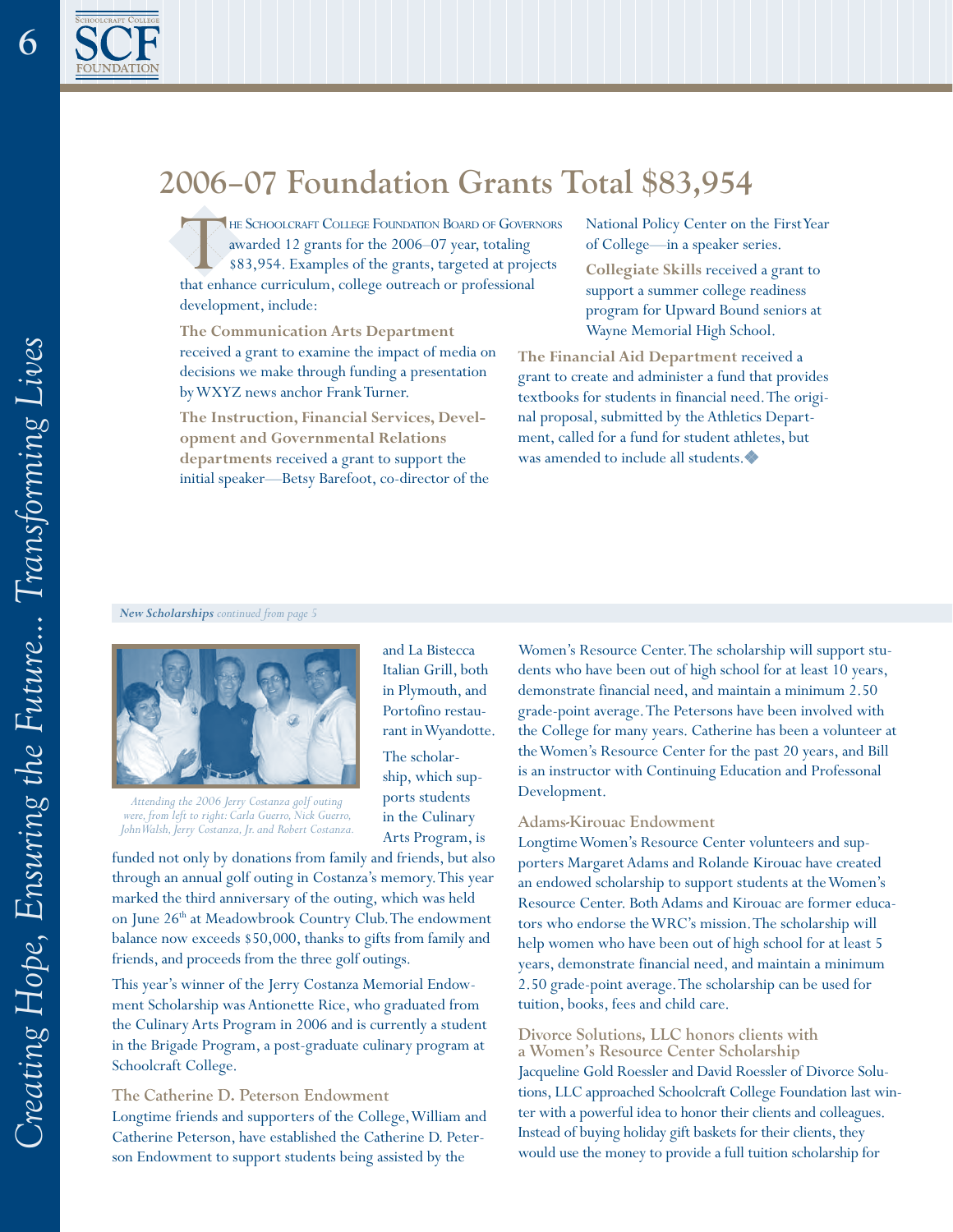# 2006–07 Foundation Grants Total $83,954

The Schoolcraft College Foundation Board of Governors awarded 12 grants for the 2006–07 year, totaling $83,954. Examples of the grants, targeted at projects that enhance curriculum, college outreach or professional development, include:

**The Communication Arts Department** received a grant to examine the impact of media on decisions we make through funding a presentation by WXYZ news anchor Frank Turner.

**The Instruction, Financial Services, Development and Governmental Relations departments** received a grant to support the initial speaker—Betsy Barefoot, co-director of the National Policy Center on the First Year of College—in a speaker series.

**Collegiate Skills** received a grant to support a summer college readiness program for Upward Bound seniors at Wayne Memorial High School.

**The Financial Aid Department** received a grant to create and administer a fund that provides textbooks for students in financial need. The original proposal, submitted by the Athletics Department, called for a fund for student athletes, but was amended to include all students.

***New Scholarships*** *continued from page 5*

*Attending the 2006 Jerry Costanza golf outing were, from left to right: Carla Guerro, Nick Guerro, John Walsh, Jerry Costanza, Jr. and Robert Costanza.*

and La Bistecca Italian Grill, both in Plymouth, and Portofino restaurant in Wyandotte. The scholarship, which supports students in the Culinary Arts Program, is funded not only by donations from family and friends, but also through an annual golf outing in Costanza's memory. This year marked the third anniversary of the outing, which was held on June 26th at Meadowbrook Country Club. The endowment balance now exceeds $50,000, thanks to gifts from family and friends, and proceeds from the three golf outings.

This year's winner of the Jerry Costanza Memorial Endowment Scholarship was Antionette Rice, who graduated from the Culinary Arts Program in 2006 and is currently a student in the Brigade Program, a post-graduate culinary program at Schoolcraft College.

### The Catherine D. Peterson Endowment

Longtime friends and supporters of the College, William and Catherine Peterson, have established the Catherine D. Peterson Endowment to support students being assisted by the Women's Resource Center. The scholarship will support students who have been out of high school for at least 10 years, demonstrate financial need, and maintain a minimum 2.50 grade-point average. The Petersons have been involved with the College for many years. Catherine has been a volunteer at the Women's Resource Center for the past 20 years, and Bill is an instructor with Continuing Education and Professonal Development.

### Adams-Kirouac Endowment

Longtime Women's Resource Center volunteers and supporters Margaret Adams and Rolande Kirouac have created an endowed scholarship to support students at the Women's Resource Center. Both Adams and Kirouac are former educators who endorse the WRC's mission. The scholarship will help women who have been out of high school for at least 5 years, demonstrate financial need, and maintain a minimum 2.50 grade-point average. The scholarship can be used for tuition, books, fees and child care.

### Divorce Solutions, LLC honors clients with a Women's Resource Center Scholarship

Jacqueline Gold Roessler and David Roessler of Divorce Solutions, LLC approached Schoolcraft College Foundation last winter with a powerful idea to honor their clients and colleagues. Instead of buying holiday gift baskets for their clients, they would use the money to provide a full tuition scholarship for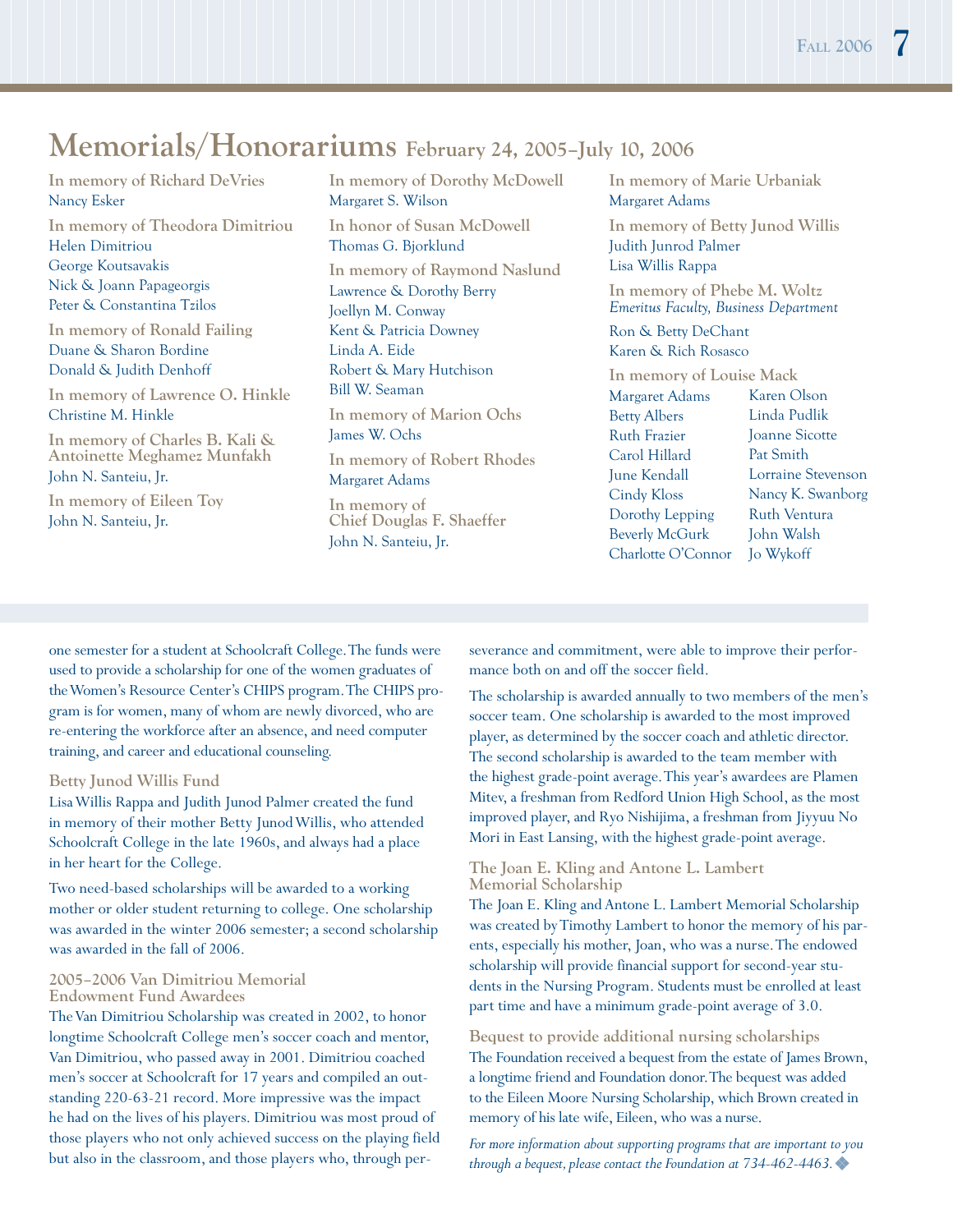# Memorials/Honorariums February 24, 2005–July 10, 2006

**In memory of Richard DeVries**
Nancy Esker

**In memory of Theodora Dimitriou**
Helen Dimitriou
George Koutsavakis
Nick & Joann Papageorgis
Peter & Constantina Tzilos

**In memory of Ronald Failing**
Duane & Sharon Bordine
Donald & Judith Denhoff

**In memory of Lawrence O. Hinkle**
Christine M. Hinkle

**In memory of Charles B. Kali & Antoinette Meghamez Munfakh**
John N. Santeiu, Jr.

**In memory of Eileen Toy**
John N. Santeiu, Jr.

**In memory of Dorothy McDowell**
Margaret S. Wilson

**In honor of Susan McDowell**
Thomas G. Bjorklund

**In memory of Raymond Naslund**
Lawrence & Dorothy Berry
Joellyn M. Conway
Kent & Patricia Downey
Linda A. Eide
Robert & Mary Hutchison
Bill W. Seaman

**In memory of Marion Ochs**
James W. Ochs

**In memory of Robert Rhodes**
Margaret Adams

**In memory of Chief Douglas F. Shaeffer**
John N. Santeiu, Jr.

**In memory of Marie Urbaniak**
Margaret Adams

**In memory of Betty Junod Willis**
Judith Junrod Palmer
Lisa Willis Rappa

**In memory of Phebe M. Woltz**
*Emeritus Faculty, Business Department*
Ron & Betty DeChant
Karen & Rich Rosasco

**In memory of Louise Mack**
Margaret Adams
Betty Albers
Ruth Frazier
Carol Hillard
June Kendall
Cindy Kloss
Dorothy Lepping
Beverly McGurk
Charlotte O'Connor
Karen Olson
Linda Pudlik
Joanne Sicotte
Pat Smith
Lorraine Stevenson
Nancy K. Swanborg
Ruth Ventura
John Walsh
Jo Wykoff

---

one semester for a student at Schoolcraft College. The funds were used to provide a scholarship for one of the women graduates of the Women's Resource Center's CHIPS program. The CHIPS program is for women, many of whom are newly divorced, who are re-entering the workforce after an absence, and need computer training, and career and educational counseling.

### Betty Junod Willis Fund

Lisa Willis Rappa and Judith Junod Palmer created the fund in memory of their mother Betty Junod Willis, who attended Schoolcraft College in the late 1960s, and always had a place in her heart for the College.

Two need-based scholarships will be awarded to a working mother or older student returning to college. One scholarship was awarded in the winter 2006 semester; a second scholarship was awarded in the fall of 2006.

### 2005–2006 Van Dimitriou Memorial Endowment Fund Awardees

The Van Dimitriou Scholarship was created in 2002, to honor longtime Schoolcraft College men's soccer coach and mentor, Van Dimitriou, who passed away in 2001. Dimitriou coached men's soccer at Schoolcraft for 17 years and compiled an outstanding 220-63-21 record. More impressive was the impact he had on the lives of his players. Dimitriou was most proud of those players who not only achieved success on the playing field but also in the classroom, and those players who, through perseverance and commitment, were able to improve their performance both on and off the soccer field.

The scholarship is awarded annually to two members of the men's soccer team. One scholarship is awarded to the most improved player, as determined by the soccer coach and athletic director. The second scholarship is awarded to the team member with the highest grade-point average. This year's awardees are Plamen Mitev, a freshman from Redford Union High School, as the most improved player, and Ryo Nishijima, a freshman from Jiyyuu No Mori in East Lansing, with the highest grade-point average.

### The Joan E. Kling and Antone L. Lambert Memorial Scholarship

The Joan E. Kling and Antone L. Lambert Memorial Scholarship was created by Timothy Lambert to honor the memory of his parents, especially his mother, Joan, who was a nurse. The endowed scholarship will provide financial support for second-year students in the Nursing Program. Students must be enrolled at least part time and have a minimum grade-point average of 3.0.

### Bequest to provide additional nursing scholarships

The Foundation received a bequest from the estate of James Brown, a longtime friend and Foundation donor. The bequest was added to the Eileen Moore Nursing Scholarship, which Brown created in memory of his late wife, Eileen, who was a nurse.

*For more information about supporting programs that are important to you through a bequest, please contact the Foundation at 734-462-4463.* ◆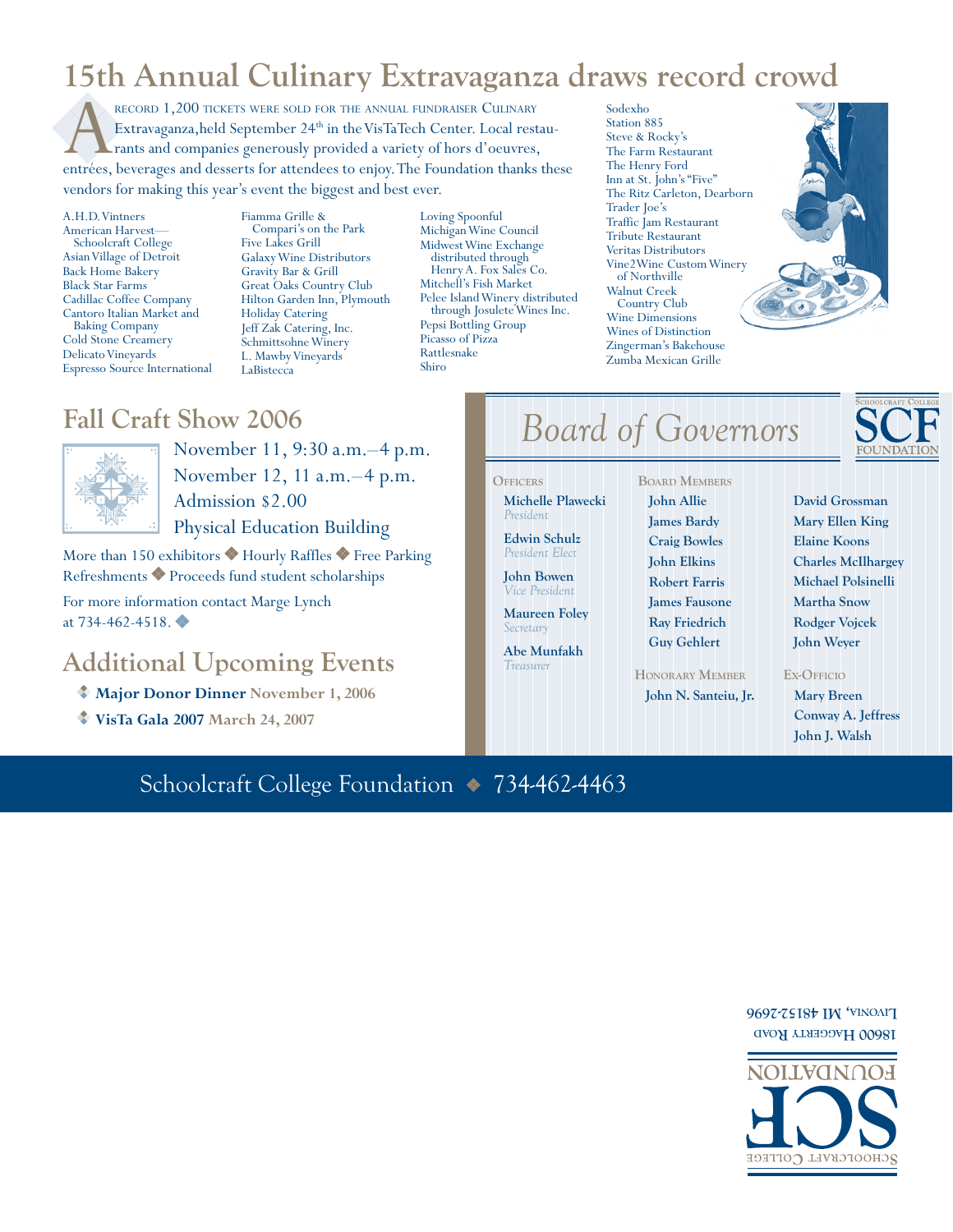# 15th Annual Culinary Extravaganza draws record crowd

A record 1,200 tickets were sold for the annual fundraiser Culinary Extravaganza, held September 24th in the VisTaTech Center. Local restaurants and companies generously provided a variety of hors d'oeuvres, entrées, beverages and desserts for attendees to enjoy. The Foundation thanks these vendors for making this year's event the biggest and best ever.

A.H.D. Vintners
American Harvest—Schoolcraft College
Asian Village of Detroit
Back Home Bakery
Black Star Farms
Cadillac Coffee Company
Cantoro Italian Market and Baking Company
Cold Stone Creamery
Delicato Vineyards
Espresso Source International
Fiamma Grille & Compari's on the Park
Five Lakes Grill
Galaxy Wine Distributors
Gravity Bar & Grill
Great Oaks Country Club
Hilton Garden Inn, Plymouth
Holiday Catering
Jeff Zak Catering, Inc.
Schmittsohne Winery
L. Mawby Vineyards
LaBistecca
Loving Spoonful
Michigan Wine Council
Midwest Wine Exchange distributed through Henry A. Fox Sales Co.
Mitchell's Fish Market
Pelee Island Winery distributed through Josulete Wines Inc.
Pepsi Bottling Group
Picasso of Pizza
Rattlesnake
Shiro
Sodexho
Station 885
Steve & Rocky's
The Farm Restaurant
The Henry Ford
Inn at St. John's "Five"
The Ritz Carleton, Dearborn
Trader Joe's
Traffic Jam Restaurant
Tribute Restaurant
Veritas Distributors
Vine2Wine Custom Winery of Northville
Walnut Creek Country Club
Wine Dimensions
Wines of Distinction
Zingerman's Bakehouse
Zumba Mexican Grille

## Fall Craft Show 2006

November 11, 9:30 a.m.–4 p.m.
November 12, 11 a.m.–4 p.m.
Admission $2.00
Physical Education Building

More than 150 exhibitors ◆ Hourly Raffles ◆ Free Parking
Refreshments ◆ Proceeds fund student scholarships

For more information contact Marge Lynch at 734-462-4518. ◆

## Additional Upcoming Events

- **Major Donor Dinner** November 1, 2006
- **VisTa Gala 2007** March 24, 2007

## *Board of Governors*

Schoolcraft College SCF Foundation

### Officers

**Michelle Plawecki**
*President*

**Edwin Schulz**
*President Elect*

**John Bowen**
*Vice President*

**Maureen Foley**
*Secretary*

**Abe Munfakh**
*Treasurer*

### Board Members

**John Allie**
**James Bardy**
**Craig Bowles**
**John Elkins**
**Robert Farris**
**James Fausone**
**Ray Friedrich**
**Guy Gehlert**
**David Grossman**
**Mary Ellen King**
**Elaine Koons**
**Charles McIlhargey**
**Michael Polsinelli**
**Martha Snow**
**Rodger Vojcek**
**John Weyer**

### Honorary Member

**John N. Santeiu, Jr.**

### Ex-Officio

**Mary Breen**
**Conway A. Jeffress**
**John J. Walsh**

Schoolcraft College Foundation ◆ 734-462-4463

Schoolcraft College
SCF
Foundation
18600 Haggerty Road
Livonia, MI 48152-2696